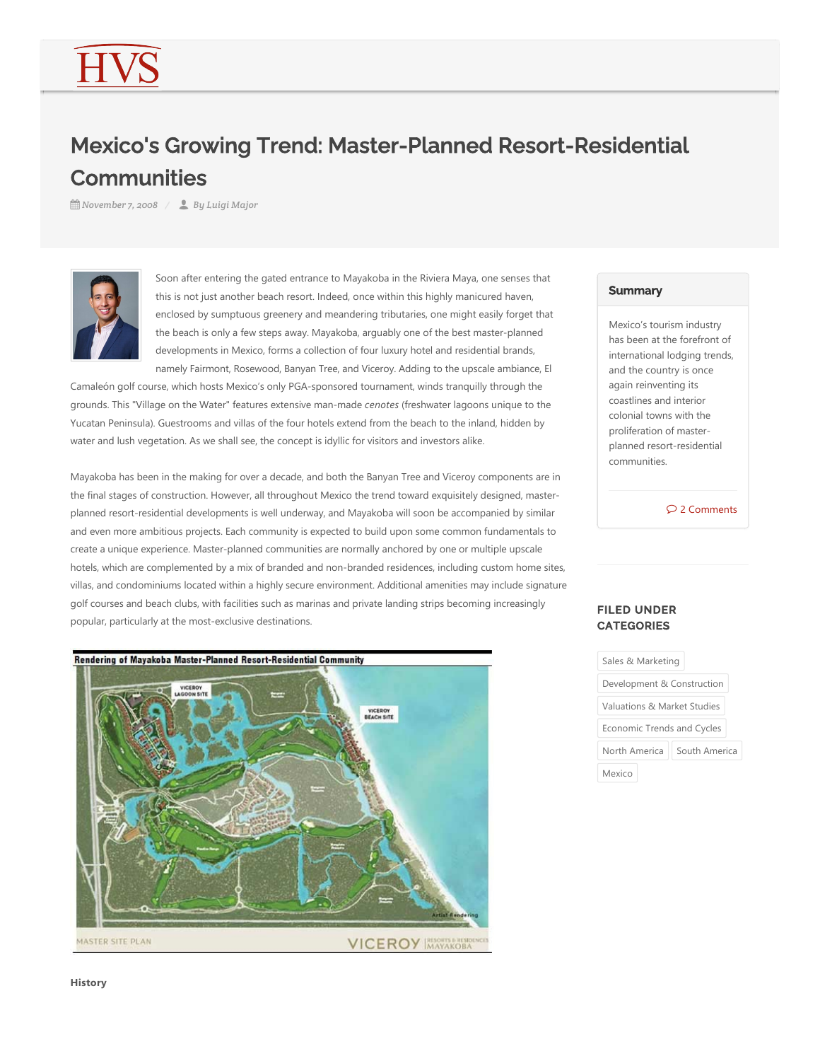# Mexico's Growing Trend: Master-Planned Resort-Residential Communities

November 7, 2008 / By Luigi Major

Soon after entering the gated entrance to Mayakoba in the Riviera Maya, one senses that this is not just another beach resort. Indeed, once within this highly manicured haven, enclosed by sumptuous greenery and meandering tributaries, one might easily forget that the beach is only a few steps away. Mayakoba, arguably one of the best master-planned developments in Mexico, forms a collection of four luxury hotel and residential brands, namely Fairmont, Rosewood, Banyan Tree, and Viceroy. Adding to the upscale ambiance, El Camaleón golf course, which hosts Mexico's only PGA-sponsored tournament, winds tranquilly through the grounds. This "Village on the Water" features extensive man-made *cenotes* (freshwater lagoons unique to the Yucatan Peninsula). Guestrooms and villas of the four hotels extend from the beach to the inland, hidden by water and lush vegetation. As we shall see, the concept is idyllic for visitors and investors alike.

Mayakoba has been in the making for over a decade, and both the Banyan Tree and Viceroy components are in the final stages of construction. However, all throughout Mexico the trend toward exquisitely designed, master-planned resort-residential developments is well underway, and Mayakoba will soon be accompanied by similar and even more ambitious projects. Each community is expected to build upon some common fundamentals to create a unique experience. Master-planned communities are normally anchored by one or multiple upscale hotels, which are complemented by a mix of branded and non-branded residences, including custom home sites, villas, and condominiums located within a highly secure environment. Additional amenities may include signature golf courses and beach clubs, with facilities such as marinas and private landing strips becoming increasingly popular, particularly at the most-exclusive destinations.

**Rendering of Mayakoba Master-Planned Resort-Residential Community**

**History**

## Summary

Mexico's tourism industry has been at the forefront of international lodging trends, and the country is once again reinventing its coastlines and interior colonial towns with the proliferation of master-planned resort-residential communities.

2 Comments

## FILED UNDER CATEGORIES

Sales & Marketing

Development & Construction

Valuations & Market Studies

Economic Trends and Cycles

North America

South America

Mexico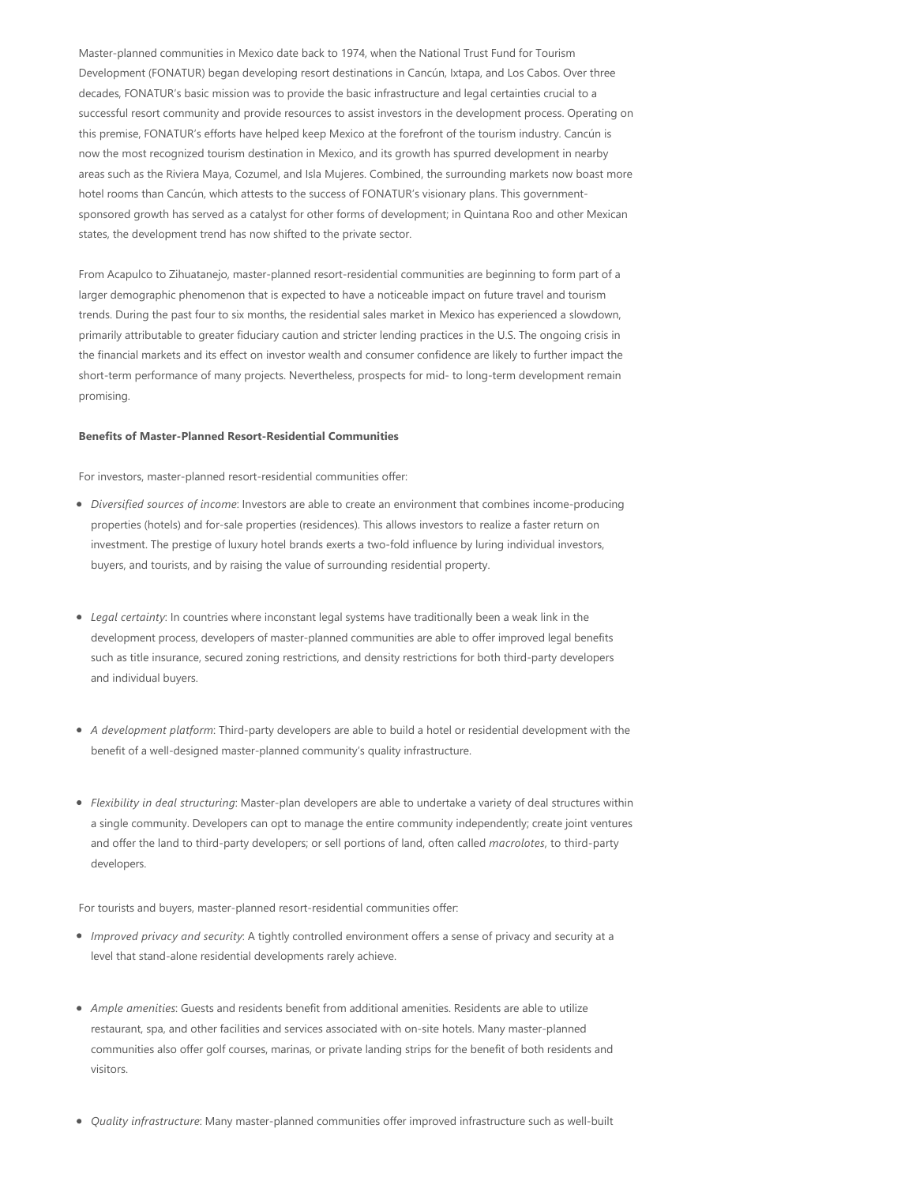Master-planned communities in Mexico date back to 1974, when the National Trust Fund for Tourism Development (FONATUR) began developing resort destinations in Cancún, Ixtapa, and Los Cabos. Over three decades, FONATUR's basic mission was to provide the basic infrastructure and legal certainties crucial to a successful resort community and provide resources to assist investors in the development process. Operating on this premise, FONATUR's efforts have helped keep Mexico at the forefront of the tourism industry. Cancún is now the most recognized tourism destination in Mexico, and its growth has spurred development in nearby areas such as the Riviera Maya, Cozumel, and Isla Mujeres. Combined, the surrounding markets now boast more hotel rooms than Cancún, which attests to the success of FONATUR's visionary plans. This government-sponsored growth has served as a catalyst for other forms of development; in Quintana Roo and other Mexican states, the development trend has now shifted to the private sector.

From Acapulco to Zihuatanejo, master-planned resort-residential communities are beginning to form part of a larger demographic phenomenon that is expected to have a noticeable impact on future travel and tourism trends. During the past four to six months, the residential sales market in Mexico has experienced a slowdown, primarily attributable to greater fiduciary caution and stricter lending practices in the U.S. The ongoing crisis in the financial markets and its effect on investor wealth and consumer confidence are likely to further impact the short-term performance of many projects. Nevertheless, prospects for mid- to long-term development remain promising.

**Benefits of Master-Planned Resort-Residential Communities**

For investors, master-planned resort-residential communities offer:

- *Diversified sources of income*: Investors are able to create an environment that combines income-producing properties (hotels) and for-sale properties (residences). This allows investors to realize a faster return on investment. The prestige of luxury hotel brands exerts a two-fold influence by luring individual investors, buyers, and tourists, and by raising the value of surrounding residential property.
- *Legal certainty*: In countries where inconstant legal systems have traditionally been a weak link in the development process, developers of master-planned communities are able to offer improved legal benefits such as title insurance, secured zoning restrictions, and density restrictions for both third-party developers and individual buyers.
- *A development platform*: Third-party developers are able to build a hotel or residential development with the benefit of a well-designed master-planned community's quality infrastructure.
- *Flexibility in deal structuring*: Master-plan developers are able to undertake a variety of deal structures within a single community. Developers can opt to manage the entire community independently; create joint ventures and offer the land to third-party developers; or sell portions of land, often called *macrolotes*, to third-party developers.

For tourists and buyers, master-planned resort-residential communities offer:

- *Improved privacy and security*: A tightly controlled environment offers a sense of privacy and security at a level that stand-alone residential developments rarely achieve.
- *Ample amenities*: Guests and residents benefit from additional amenities. Residents are able to utilize restaurant, spa, and other facilities and services associated with on-site hotels. Many master-planned communities also offer golf courses, marinas, or private landing strips for the benefit of both residents and visitors.
- *Quality infrastructure*: Many master-planned communities offer improved infrastructure such as well-built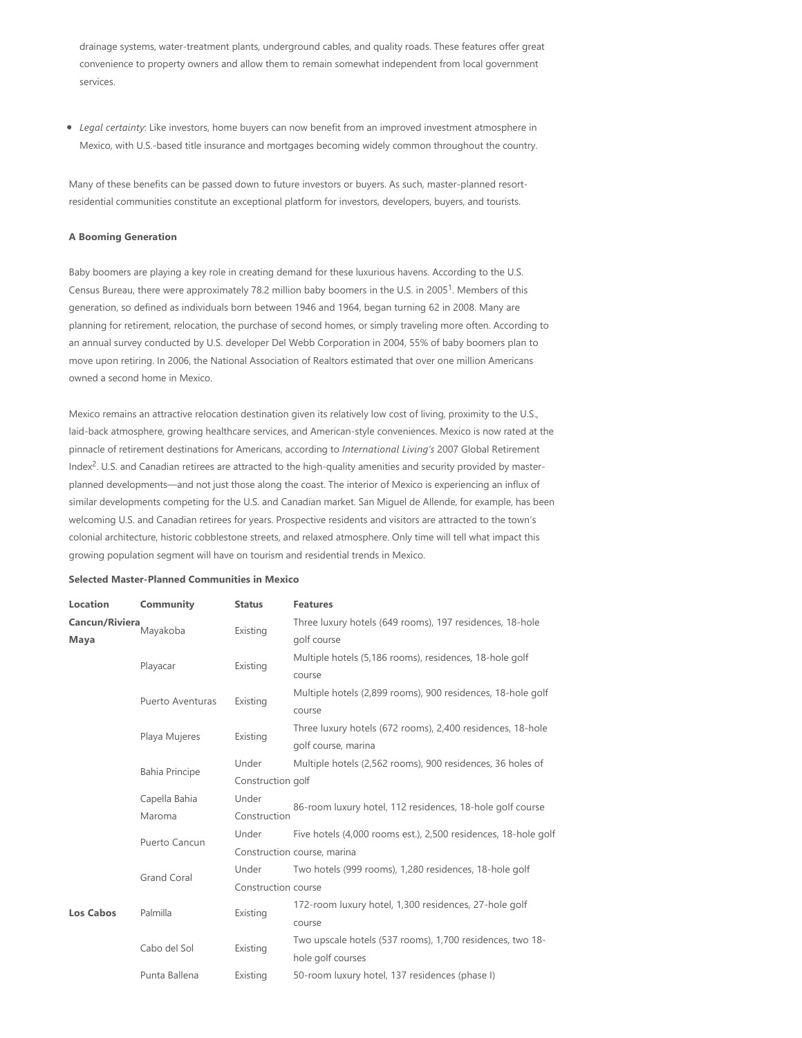drainage systems, water-treatment plants, underground cables, and quality roads. These features offer great convenience to property owners and allow them to remain somewhat independent from local government services.

- *Legal certainty*: Like investors, home buyers can now benefit from an improved investment atmosphere in Mexico, with U.S.-based title insurance and mortgages becoming widely common throughout the country.

Many of these benefits can be passed down to future investors or buyers. As such, master-planned resort-residential communities constitute an exceptional platform for investors, developers, buyers, and tourists.

**A Booming Generation**

Baby boomers are playing a key role in creating demand for these luxurious havens. According to the U.S. Census Bureau, there were approximately 78.2 million baby boomers in the U.S. in 2005[1]. Members of this generation, so defined as individuals born between 1946 and 1964, began turning 62 in 2008. Many are planning for retirement, relocation, the purchase of second homes, or simply traveling more often. According to an annual survey conducted by U.S. developer Del Webb Corporation in 2004, 55% of baby boomers plan to move upon retiring. In 2006, the National Association of Realtors estimated that over one million Americans owned a second home in Mexico.

Mexico remains an attractive relocation destination given its relatively low cost of living, proximity to the U.S., laid-back atmosphere, growing healthcare services, and American-style conveniences. Mexico is now rated at the pinnacle of retirement destinations for Americans, according to *International Living's* 2007 Global Retirement Index[2]. U.S. and Canadian retirees are attracted to the high-quality amenities and security provided by master-planned developments—and not just those along the coast. The interior of Mexico is experiencing an influx of similar developments competing for the U.S. and Canadian market. San Miguel de Allende, for example, has been welcoming U.S. and Canadian retirees for years. Prospective residents and visitors are attracted to the town's colonial architecture, historic cobblestone streets, and relaxed atmosphere. Only time will tell what impact this growing population segment will have on tourism and residential trends in Mexico.

**Selected Master-Planned Communities in Mexico**

| Location | Community | Status | Features |
|---|---|---|---|
| **Cancun/Riviera Maya** | Mayakoba | Existing | Three luxury hotels (649 rooms), 197 residences, 18-hole golf course |
| | Playacar | Existing | Multiple hotels (5,186 rooms), residences, 18-hole golf course |
| | Puerto Aventuras | Existing | Multiple hotels (2,899 rooms), 900 residences, 18-hole golf course |
| | Playa Mujeres | Existing | Three luxury hotels (672 rooms), 2,400 residences, 18-hole golf course, marina |
| | Bahia Principe | Under Construction | Multiple hotels (2,562 rooms), 900 residences, 36 holes of golf |
| | Capella Bahia Maroma | Under Construction | 86-room luxury hotel, 112 residences, 18-hole golf course |
| | Puerto Cancun | Under Construction | Five hotels (4,000 rooms est.), 2,500 residences, 18-hole golf course, marina |
| | Grand Coral | Under Construction | Two hotels (999 rooms), 1,280 residences, 18-hole golf course |
| **Los Cabos** | Palmilla | Existing | 172-room luxury hotel, 1,300 residences, 27-hole golf course |
| | Cabo del Sol | Existing | Two upscale hotels (537 rooms), 1,700 residences, two 18-hole golf courses |
| | Punta Ballena | Existing | 50-room luxury hotel, 137 residences (phase I) |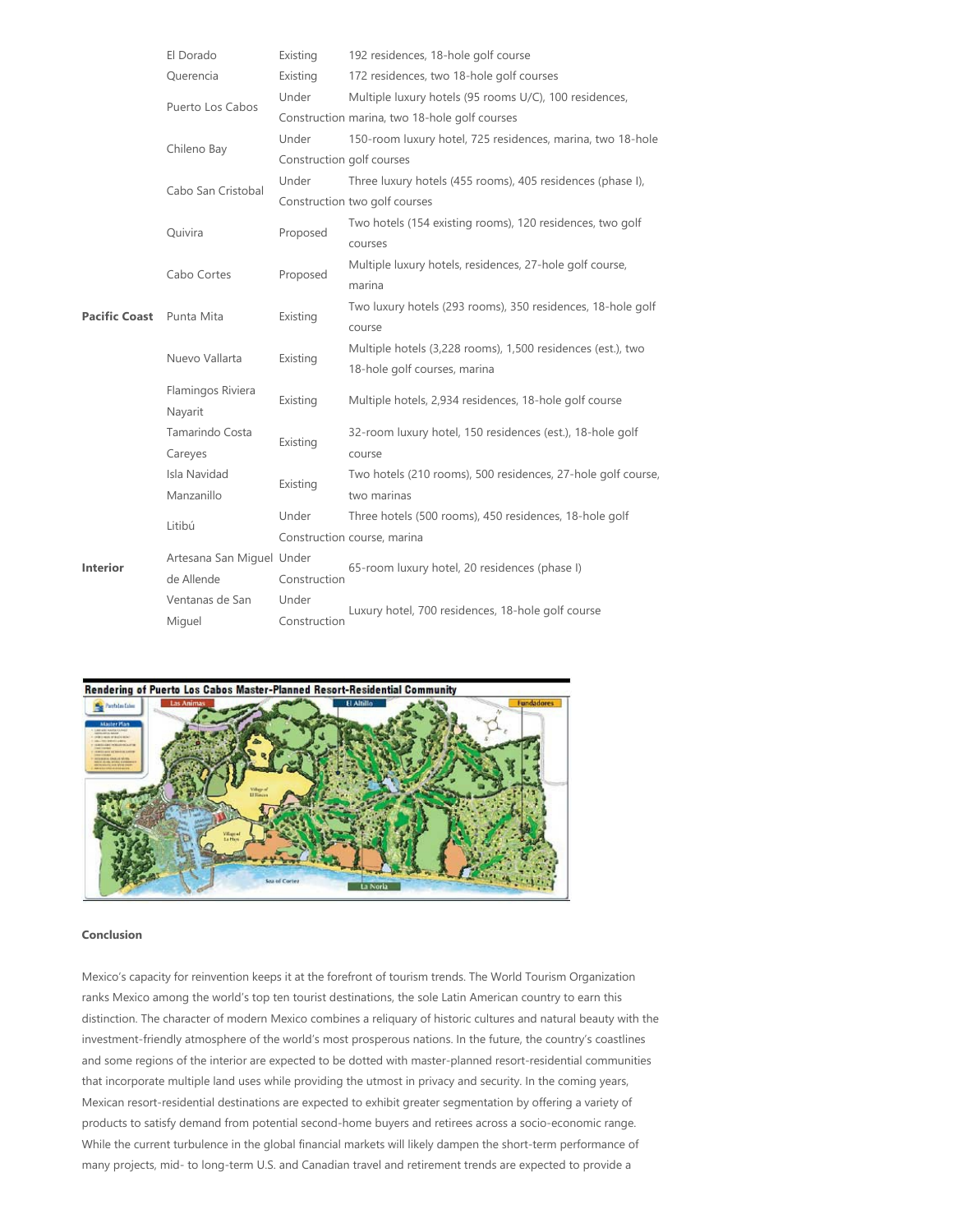| | | | |
|---|---|---|---|
| | El Dorado | Existing | 192 residences, 18-hole golf course |
| | Querencia | Existing | 172 residences, two 18-hole golf courses |
| | Puerto Los Cabos | Under Construction | Multiple luxury hotels (95 rooms U/C), 100 residences, marina, two 18-hole golf courses |
| | Chileno Bay | Under Construction | 150-room luxury hotel, 725 residences, marina, two 18-hole golf courses |
| | Cabo San Cristobal | Under Construction | Three luxury hotels (455 rooms), 405 residences (phase I), two golf courses |
| | Quivira | Proposed | Two hotels (154 existing rooms), 120 residences, two golf courses |
| | Cabo Cortes | Proposed | Multiple luxury hotels, residences, 27-hole golf course, marina |
| **Pacific Coast** | Punta Mita | Existing | Two luxury hotels (293 rooms), 350 residences, 18-hole golf course |
| | Nuevo Vallarta | Existing | Multiple hotels (3,228 rooms), 1,500 residences (est.), two 18-hole golf courses, marina |
| | Flamingos Riviera Nayarit | Existing | Multiple hotels, 2,934 residences, 18-hole golf course |
| | Tamarindo Costa Careyes | Existing | 32-room luxury hotel, 150 residences (est.), 18-hole golf course |
| | Isla Navidad Manzanillo | Existing | Two hotels (210 rooms), 500 residences, 27-hole golf course, two marinas |
| | Litibú | Under Construction | Three hotels (500 rooms), 450 residences, 18-hole golf course, marina |
| **Interior** | Artesana San Miguel de Allende | Under Construction | 65-room luxury hotel, 20 residences (phase I) |
| | Ventanas de San Miguel | Under Construction | Luxury hotel, 700 residences, 18-hole golf course |

Rendering of Puerto Los Cabos Master-Planned Resort-Residential Community

**Conclusion**

Mexico's capacity for reinvention keeps it at the forefront of tourism trends. The World Tourism Organization ranks Mexico among the world's top ten tourist destinations, the sole Latin American country to earn this distinction. The character of modern Mexico combines a reliquary of historic cultures and natural beauty with the investment-friendly atmosphere of the world's most prosperous nations. In the future, the country's coastlines and some regions of the interior are expected to be dotted with master-planned resort-residential communities that incorporate multiple land uses while providing the utmost in privacy and security. In the coming years, Mexican resort-residential destinations are expected to exhibit greater segmentation by offering a variety of products to satisfy demand from potential second-home buyers and retirees across a socio-economic range. While the current turbulence in the global financial markets will likely dampen the short-term performance of many projects, mid- to long-term U.S. and Canadian travel and retirement trends are expected to provide a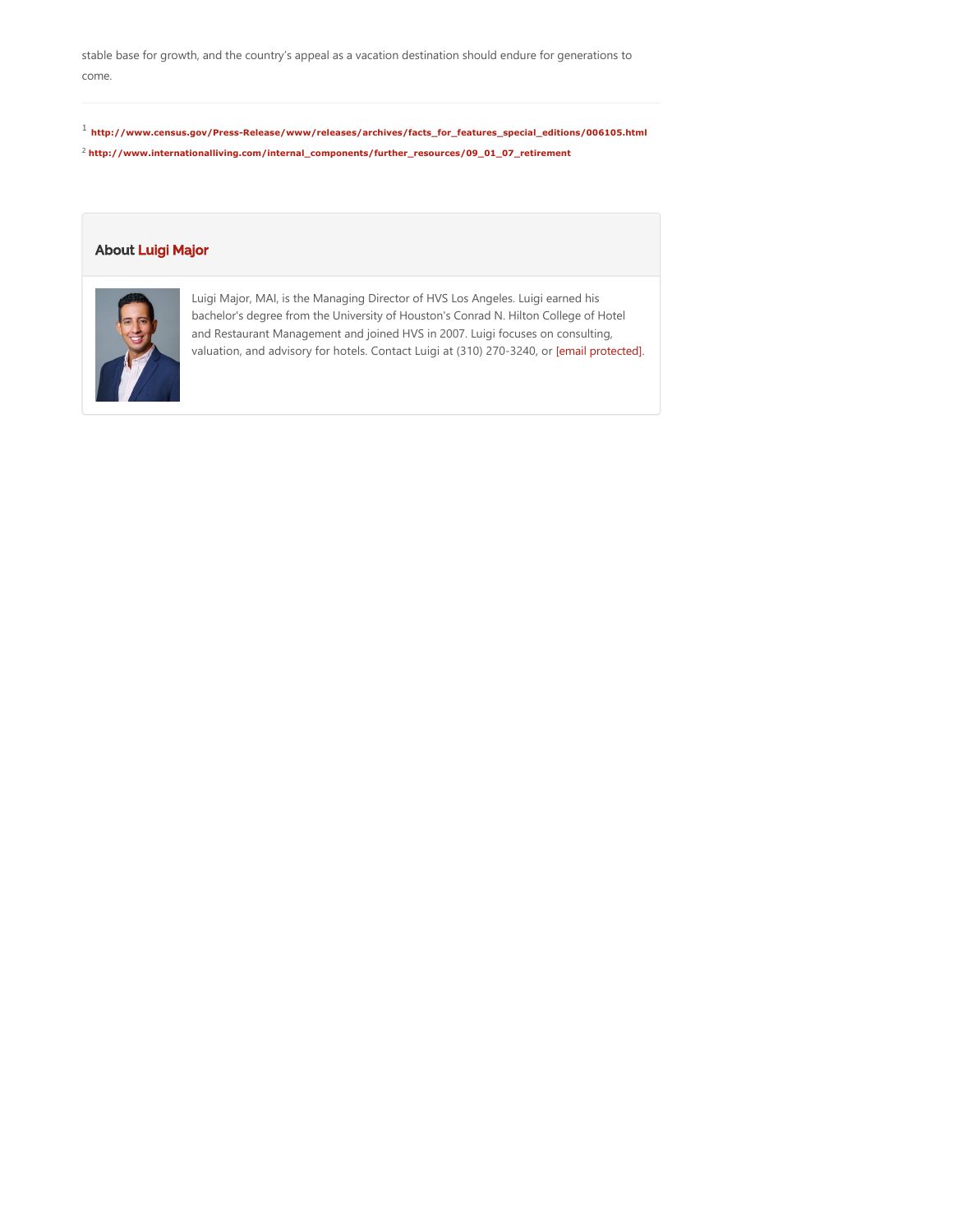stable base for growth, and the country's appeal as a vacation destination should endure for generations to come.

---

[1] **http://www.census.gov/Press-Release/www/releases/archives/facts_for_features_special_editions/006105.html**

[2] **http://www.internationalliving.com/internal_components/further_resources/09_01_07_retirement**

### About Luigi Major

Luigi Major, MAI, is the Managing Director of HVS Los Angeles. Luigi earned his bachelor's degree from the University of Houston's Conrad N. Hilton College of Hotel and Restaurant Management and joined HVS in 2007. Luigi focuses on consulting, valuation, and advisory for hotels. Contact Luigi at (310) 270-3240, or [email protected].